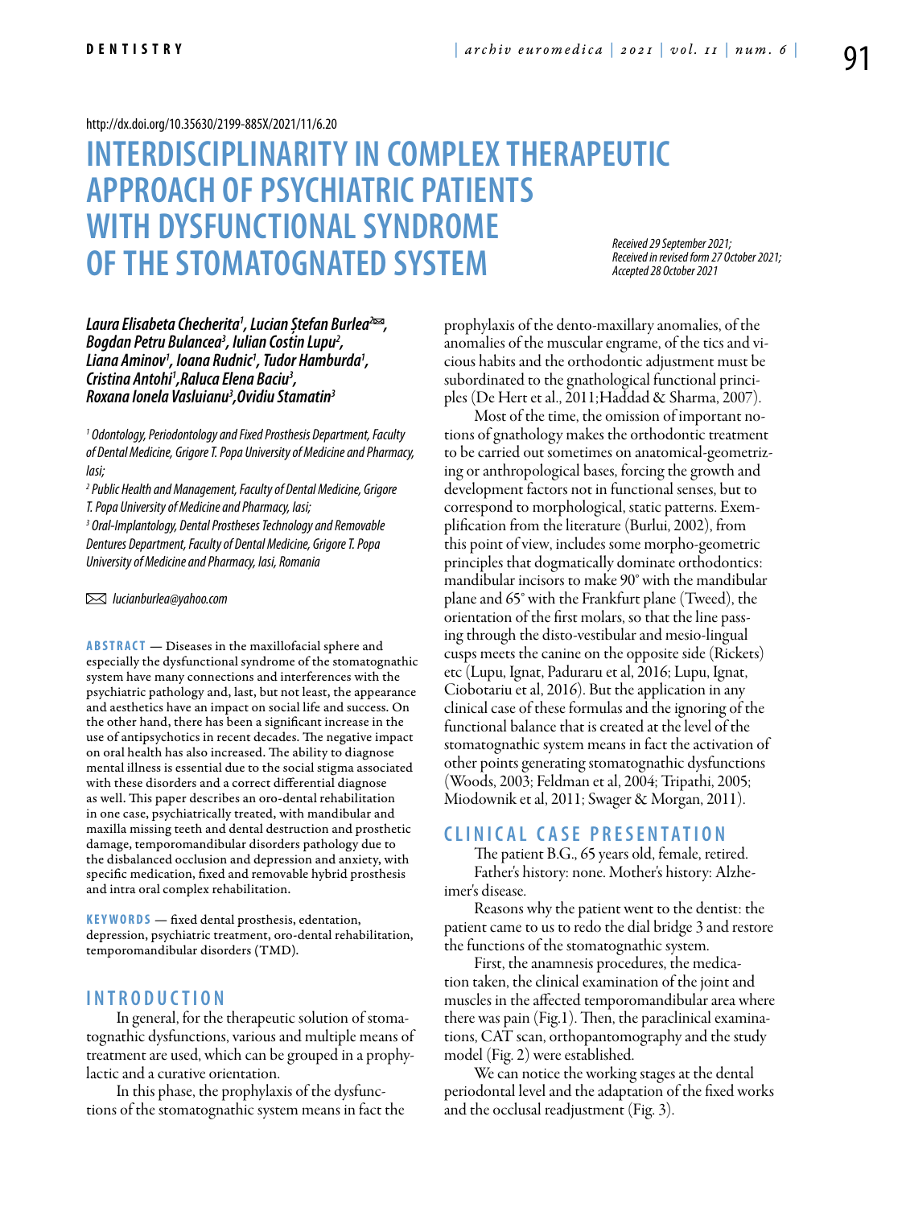http://dx.doi.org/10.35630/2199-885X/2021/11/6.20

# INTERDISCIPLINARITY IN COMPLEX THERAPEUTIC APPROACH OF PSYCHIATRIC PATIENTS WITH DYSFUNCTIONAL SYNDROME OF THE STOMATOGNATED SYSTEM

*Received 29 September 2021; Received in revised form 27 October 2021; Accepted 28 October 2021*

***Laura Elisabeta Checherita[1], Lucian Ștefan Burlea[2]✉, Bogdan Petru Bulancea[3], Iulian Costin Lupu[2], Liana Aminov[1], Ioana Rudnic[1], Tudor Hamburda[1], Cristina Antohi[1], Raluca Elena Baciu[3], Roxana Ionela Vasluianu[3], Ovidiu Stamatin[3]***

*[1] Odontology, Periodontology and Fixed Prosthesis Department, Faculty of Dental Medicine, Grigore T. Popa University of Medicine and Pharmacy, Iasi;*

*[2] Public Health and Management, Faculty of Dental Medicine, Grigore T. Popa University of Medicine and Pharmacy, Iasi;*

*[3] Oral-Implantology, Dental Prostheses Technology and Removable Dentures Department, Faculty of Dental Medicine, Grigore T. Popa University of Medicine and Pharmacy, Iasi, Romania*

✉ *lucianburlea@yahoo.com*

**ABSTRACT** — Diseases in the maxillofacial sphere and especially the dysfunctional syndrome of the stomatognathic system have many connections and interferences with the psychiatric pathology and, last, but not least, the appearance and aesthetics have an impact on social life and success. On the other hand, there has been a significant increase in the use of antipsychotics in recent decades. The negative impact on oral health has also increased. The ability to diagnose mental illness is essential due to the social stigma associated with these disorders and a correct differential diagnose as well. This paper describes an oro-dental rehabilitation in one case, psychiatrically treated, with mandibular and maxilla missing teeth and dental destruction and prosthetic damage, temporomandibular disorders pathology due to the disbalanced occlusion and depression and anxiety, with specific medication, fixed and removable hybrid prosthesis and intra oral complex rehabilitation.

**KEYWORDS** — fixed dental prosthesis, edentation, depression, psychiatric treatment, oro-dental rehabilitation, temporomandibular disorders (TMD).

## INTRODUCTION

In general, for the therapeutic solution of stomatognathic dysfunctions, various and multiple means of treatment are used, which can be grouped in a prophylactic and a curative orientation.

In this phase, the prophylaxis of the dysfunctions of the stomatognathic system means in fact the prophylaxis of the dento-maxillary anomalies, of the anomalies of the muscular engrame, of the tics and vicious habits and the orthodontic adjustment must be subordinated to the gnathological functional principles (De Hert et al., 2011;Haddad & Sharma, 2007).

Most of the time, the omission of important notions of gnathology makes the orthodontic treatment to be carried out sometimes on anatomical-geometrizing or anthropological bases, forcing the growth and development factors not in functional senses, but to correspond to morphological, static patterns. Exemplification from the literature (Burlui, 2002), from this point of view, includes some morpho-geometric principles that dogmatically dominate orthodontics: mandibular incisors to make 90° with the mandibular plane and 65° with the Frankfurt plane (Tweed), the orientation of the first molars, so that the line passing through the disto-vestibular and mesio-lingual cusps meets the canine on the opposite side (Rickets) etc (Lupu, Ignat, Paduraru et al, 2016; Lupu, Ignat, Ciobotariu et al, 2016). But the application in any clinical case of these formulas and the ignoring of the functional balance that is created at the level of the stomatognathic system means in fact the activation of other points generating stomatognathic dysfunctions (Woods, 2003; Feldman et al, 2004; Tripathi, 2005; Miodownik et al, 2011; Swager & Morgan, 2011).

## CLINICAL CASE PRESENTATION

The patient B.G., 65 years old, female, retired.

Father's history: none. Mother's history: Alzheimer's disease.

Reasons why the patient went to the dentist: the patient came to us to redo the dial bridge 3 and restore the functions of the stomatognathic system.

First, the anamnesis procedures, the medication taken, the clinical examination of the joint and muscles in the affected temporomandibular area where there was pain (Fig.1). Then, the paraclinical examinations, CAT scan, orthopantomography and the study model (Fig. 2) were established.

We can notice the working stages at the dental periodontal level and the adaptation of the fixed works and the occlusal readjustment (Fig. 3).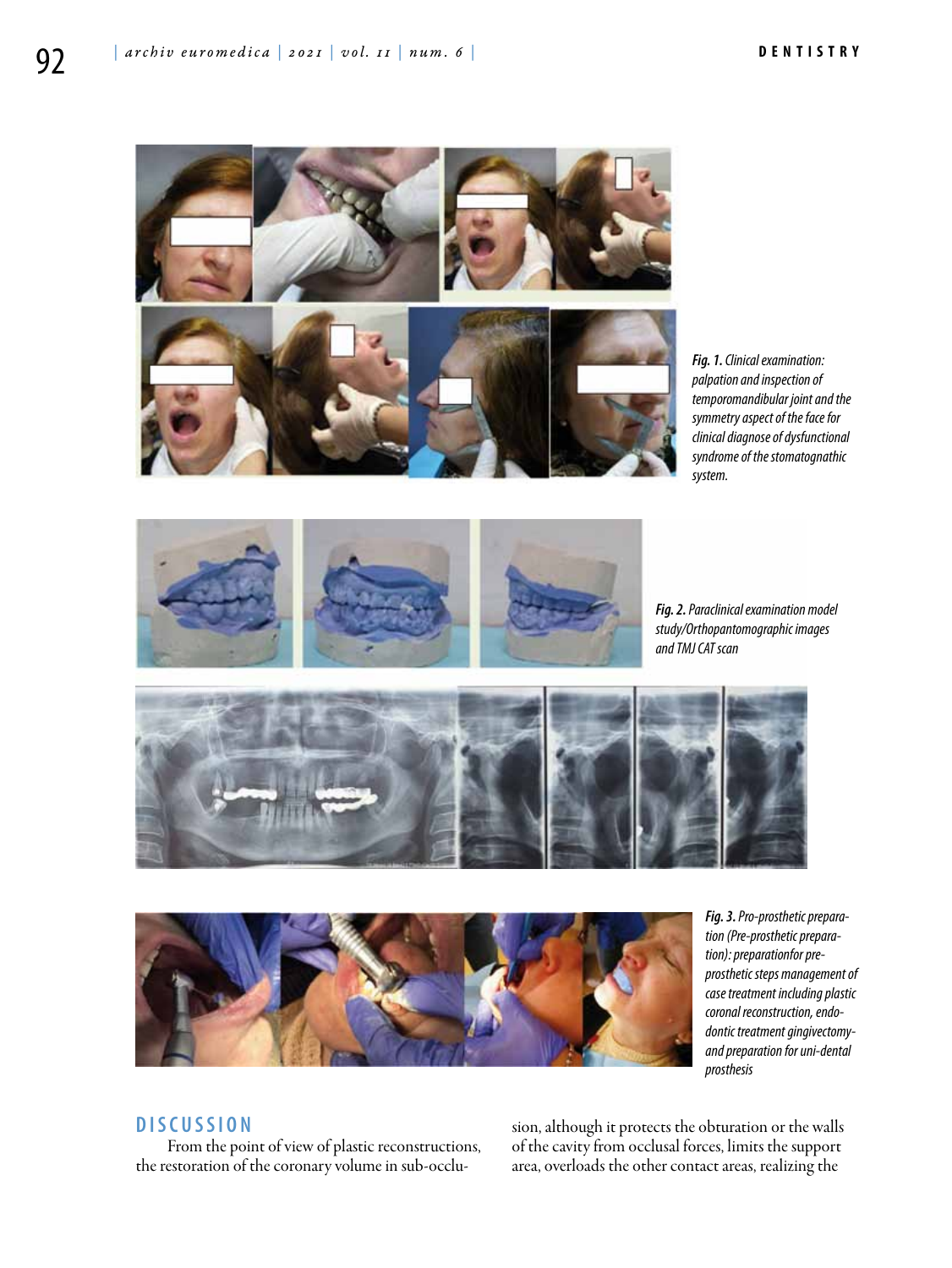*Fig. 1. Clinical examination: palpation and inspection of temporomandibular joint and the symmetry aspect of the face for clinical diagnose of dysfunctional syndrome of the stomatognathic system.*

*Fig. 2. Paraclinical examination model study/Orthopantomographic images and TMJ CAT scan*

*Fig. 3. Pro-prosthetic preparation (Pre-prosthetic preparation): preparationfor pre-prosthetic steps management of case treatment including plastic coronal reconstruction, endodontic treatment gingivectomy- and preparation for uni-dental prosthesis*

## DISCUSSION

From the point of view of plastic reconstructions, the restoration of the coronary volume in sub-occlusion, although it protects the obturation or the walls of the cavity from occlusal forces, limits the support area, overloads the other contact areas, realizing the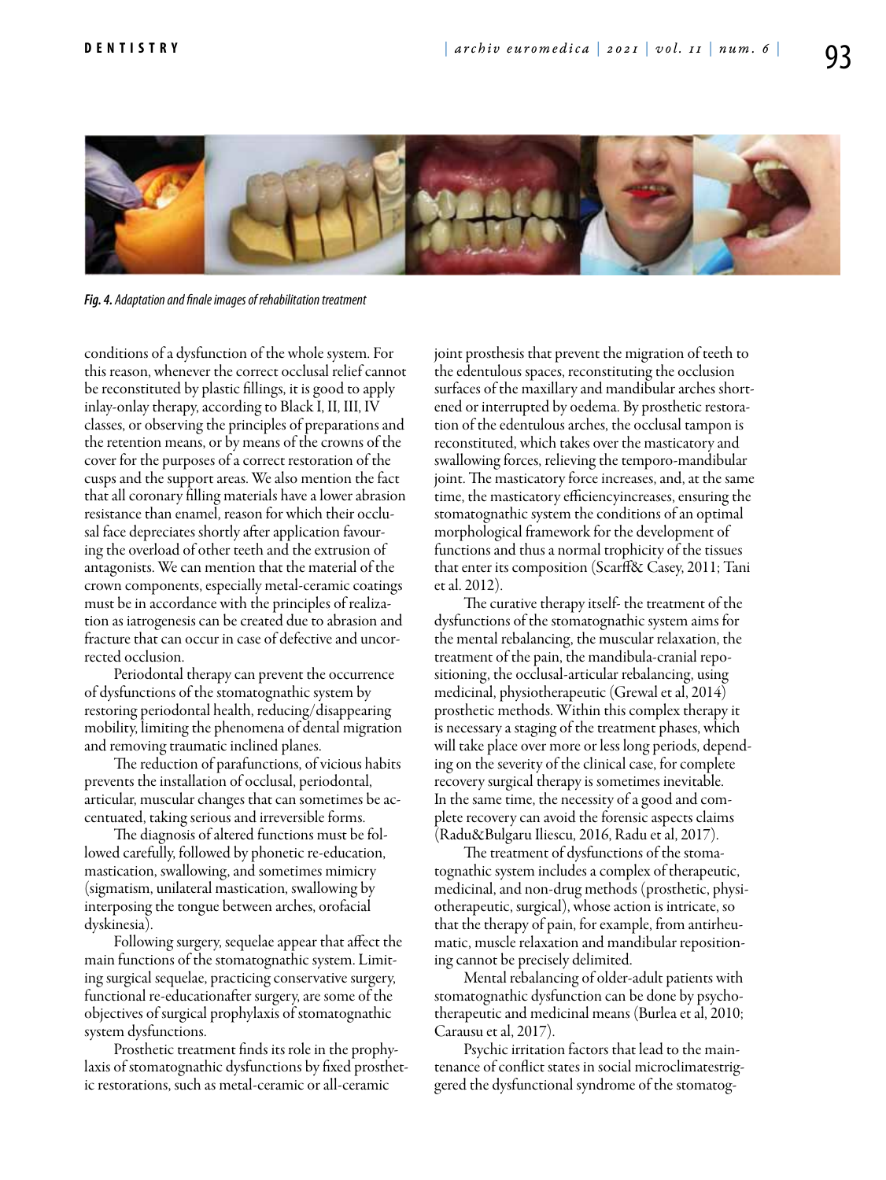*Fig. 4. Adaptation and finale images of rehabilitation treatment*

conditions of a dysfunction of the whole system. For this reason, whenever the correct occlusal relief cannot be reconstituted by plastic fillings, it is good to apply inlay-onlay therapy, according to Black I, II, III, IV classes, or observing the principles of preparations and the retention means, or by means of the crowns of the cover for the purposes of a correct restoration of the cusps and the support areas. We also mention the fact that all coronary filling materials have a lower abrasion resistance than enamel, reason for which their occlusal face depreciates shortly after application favouring the overload of other teeth and the extrusion of antagonists. We can mention that the material of the crown components, especially metal-ceramic coatings must be in accordance with the principles of realization as iatrogenesis can be created due to abrasion and fracture that can occur in case of defective and uncorrected occlusion.

Periodontal therapy can prevent the occurrence of dysfunctions of the stomatognathic system by restoring periodontal health, reducing/disappearing mobility, limiting the phenomena of dental migration and removing traumatic inclined planes.

The reduction of parafunctions, of vicious habits prevents the installation of occlusal, periodontal, articular, muscular changes that can sometimes be accentuated, taking serious and irreversible forms.

The diagnosis of altered functions must be followed carefully, followed by phonetic re-education, mastication, swallowing, and sometimes mimicry (sigmatism, unilateral mastication, swallowing by interposing the tongue between arches, orofacial dyskinesia).

Following surgery, sequelae appear that affect the main functions of the stomatognathic system. Limiting surgical sequelae, practicing conservative surgery, functional re-educationafter surgery, are some of the objectives of surgical prophylaxis of stomatognathic system dysfunctions.

Prosthetic treatment finds its role in the prophylaxis of stomatognathic dysfunctions by fixed prosthetic restorations, such as metal-ceramic or all-ceramic joint prosthesis that prevent the migration of teeth to the edentulous spaces, reconstituting the occlusion surfaces of the maxillary and mandibular arches shortened or interrupted by oedema. By prosthetic restoration of the edentulous arches, the occlusal tampon is reconstituted, which takes over the masticatory and swallowing forces, relieving the temporo-mandibular joint. The masticatory force increases, and, at the same time, the masticatory efficiencyincreases, ensuring the stomatognathic system the conditions of an optimal morphological framework for the development of functions and thus a normal trophicity of the tissues that enter its composition (Scarff& Casey, 2011; Tani et al. 2012).

The curative therapy itself- the treatment of the dysfunctions of the stomatognathic system aims for the mental rebalancing, the muscular relaxation, the treatment of the pain, the mandibula-cranial repositioning, the occlusal-articular rebalancing, using medicinal, physiotherapeutic (Grewal et al, 2014) prosthetic methods. Within this complex therapy it is necessary a staging of the treatment phases, which will take place over more or less long periods, depending on the severity of the clinical case, for complete recovery surgical therapy is sometimes inevitable. In the same time, the necessity of a good and complete recovery can avoid the forensic aspects claims (Radu&Bulgaru Iliescu, 2016, Radu et al, 2017).

The treatment of dysfunctions of the stomatognathic system includes a complex of therapeutic, medicinal, and non-drug methods (prosthetic, physiotherapeutic, surgical), whose action is intricate, so that the therapy of pain, for example, from antirheumatic, muscle relaxation and mandibular repositioning cannot be precisely delimited.

Mental rebalancing of older-adult patients with stomatognathic dysfunction can be done by psychotherapeutic and medicinal means (Burlea et al, 2010; Carausu et al, 2017).

Psychic irritation factors that lead to the maintenance of conflict states in social microclimatestriggered the dysfunctional syndrome of the stomatog-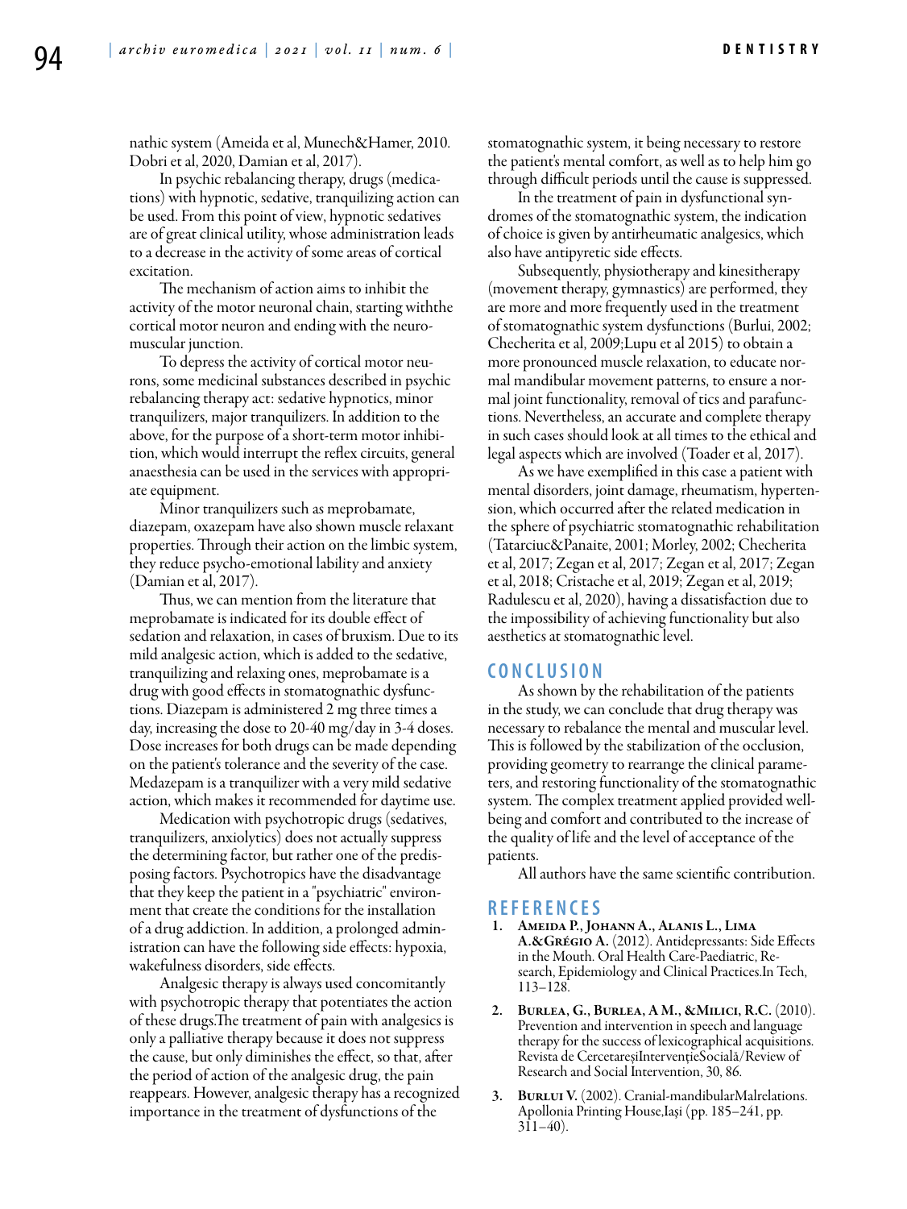nathic system (Ameida et al, Munech&Hamer, 2010. Dobri et al, 2020, Damian et al, 2017).

In psychic rebalancing therapy, drugs (medications) with hypnotic, sedative, tranquilizing action can be used. From this point of view, hypnotic sedatives are of great clinical utility, whose administration leads to a decrease in the activity of some areas of cortical excitation.

The mechanism of action aims to inhibit the activity of the motor neuronal chain, starting withthe cortical motor neuron and ending with the neuromuscular junction.

To depress the activity of cortical motor neurons, some medicinal substances described in psychic rebalancing therapy act: sedative hypnotics, minor tranquilizers, major tranquilizers. In addition to the above, for the purpose of a short-term motor inhibition, which would interrupt the reflex circuits, general anaesthesia can be used in the services with appropriate equipment.

Minor tranquilizers such as meprobamate, diazepam, oxazepam have also shown muscle relaxant properties. Through their action on the limbic system, they reduce psycho-emotional lability and anxiety (Damian et al, 2017).

Thus, we can mention from the literature that meprobamate is indicated for its double effect of sedation and relaxation, in cases of bruxism. Due to its mild analgesic action, which is added to the sedative, tranquilizing and relaxing ones, meprobamate is a drug with good effects in stomatognathic dysfunctions. Diazepam is administered 2 mg three times a day, increasing the dose to 20-40 mg/day in 3-4 doses. Dose increases for both drugs can be made depending on the patient's tolerance and the severity of the case. Medazepam is a tranquilizer with a very mild sedative action, which makes it recommended for daytime use.

Medication with psychotropic drugs (sedatives, tranquilizers, anxiolytics) does not actually suppress the determining factor, but rather one of the predisposing factors. Psychotropics have the disadvantage that they keep the patient in a "psychiatric" environment that create the conditions for the installation of a drug addiction. In addition, a prolonged administration can have the following side effects: hypoxia, wakefulness disorders, side effects.

Analgesic therapy is always used concomitantly with psychotropic therapy that potentiates the action of these drugs.The treatment of pain with analgesics is only a palliative therapy because it does not suppress the cause, but only diminishes the effect, so that, after the period of action of the analgesic drug, the pain reappears. However, analgesic therapy has a recognized importance in the treatment of dysfunctions of the stomatognathic system, it being necessary to restore the patient's mental comfort, as well as to help him go through difficult periods until the cause is suppressed.

In the treatment of pain in dysfunctional syndromes of the stomatognathic system, the indication of choice is given by antirheumatic analgesics, which also have antipyretic side effects.

Subsequently, physiotherapy and kinesitherapy (movement therapy, gymnastics) are performed, they are more and more frequently used in the treatment of stomatognathic system dysfunctions (Burlui, 2002; Checherita et al, 2009;Lupu et al 2015) to obtain a more pronounced muscle relaxation, to educate normal mandibular movement patterns, to ensure a normal joint functionality, removal of tics and parafunctions. Nevertheless, an accurate and complete therapy in such cases should look at all times to the ethical and legal aspects which are involved (Toader et al, 2017).

As we have exemplified in this case a patient with mental disorders, joint damage, rheumatism, hypertension, which occurred after the related medication in the sphere of psychiatric stomatognathic rehabilitation (Tatarciuc&Panaite, 2001; Morley, 2002; Checherita et al, 2017; Zegan et al, 2017; Zegan et al, 2017; Zegan et al, 2018; Cristache et al, 2019; Zegan et al, 2019; Radulescu et al, 2020), having a dissatisfaction due to the impossibility of achieving functionality but also aesthetics at stomatognathic level.

## CONCLUSION

As shown by the rehabilitation of the patients in the study, we can conclude that drug therapy was necessary to rebalance the mental and muscular level. This is followed by the stabilization of the occlusion, providing geometry to rearrange the clinical parameters, and restoring functionality of the stomatognathic system. The complex treatment applied provided well-being and comfort and contributed to the increase of the quality of life and the level of acceptance of the patients.

All authors have the same scientific contribution.

## REFERENCES

1. **Ameida P., Johann A., Alanis L., Lima A.&Grégio A.** (2012). Antidepressants: Side Effects in the Mouth. Oral Health Care-Paediatric, Research, Epidemiology and Clinical Practices.In Tech, 113–128.
2. **Burlea, G., Burlea, A M., &Milici, R.C.** (2010). Prevention and intervention in speech and language therapy for the success of lexicographical acquisitions. Revista de CercetareșiIntervențieSocială/Review of Research and Social Intervention, 30, 86.
3. **Burlui V.** (2002). Cranial-mandibularMalrelations. Apollonia Printing House,Iași (pp. 185–241, pp. 311–40).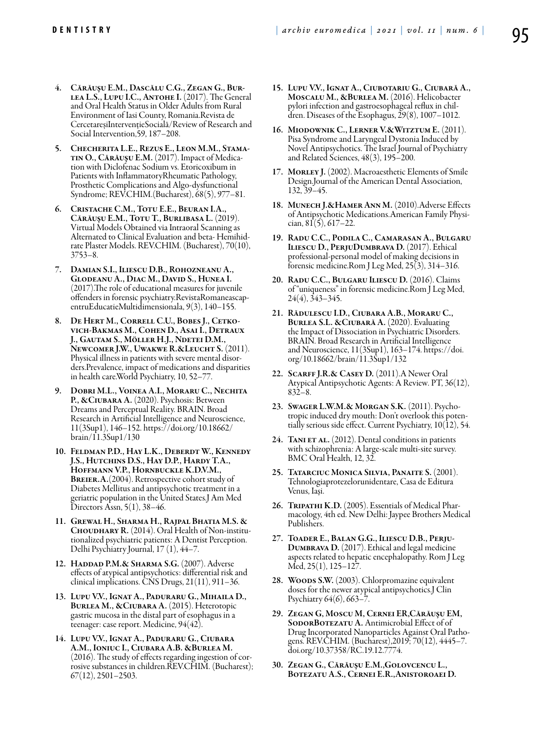4. **Cărăușu E.M., Dascălu C.G., Zegan G., Burlea L.S., Lupu I.C., Antohe I.** (2017). The General and Oral Health Status in Older Adults from Rural Environment of Iasi County, Romania.Revista de CercetareșiIntervențieSocială/Review of Research and Social Intervention,59, 187–208.
5. **Checherita L.E., Rezus E., Leon M.M., Stamatin O., Cărăușu E.M.** (2017). Impact of Medication with Diclofenac Sodium vs. Etoricoxibum in Patients with InflammatoryRheumatic Pathology, Prosthetic Complications and Algo-dysfunctional Syndrome; REV.CHIM.(Bucharest), 68(5), 977–81.
6. **Cristache C.M., Totu E.E., Beuran I.A., Cărăușu E.M., Totu T., Burlibasa L.** (2019). Virtual Models Obtained via Intraoral Scanning as Alternated to Clinical Evaluation and beta- Hemihidrate Plaster Models. REV.CHIM. (Bucharest), 70(10), 3753–8.
7. **Damian S.I., Iliescu D.B., Rohozneanu A., Glodeanu A., Diac M., David S., Hunea I.** (2017).The role of educational measures for juvenile offenders in forensic psychiatry.RevistaRomaneascapentruEducatieMultidimensionala, 9(3), 140–155.
8. **De Hert M., Correll C.U., Bobes J., Cetkovich-Bakmas M., Cohen D., Asai I., Detraux J., Gautam S., Möller H.J., Ndetei D.M., Newcomer J.W., Uwakwe R.&Leucht S.** (2011). Physical illness in patients with severe mental disorders.Prevalence, impact of medications and disparities in health care.World Psychiatry, 10, 52–77.
9. **Dobri M.L., Voinea A.I., Moraru C., Nechita P., &Ciubara A.** (2020). Psychosis: Between Dreams and Perceptual Reality. BRAIN. Broad Research in Artificial Intelligence and Neuroscience, 11(3Sup1), 146–152. https://doi.org/10.18662/brain/11.3Sup1/130
10. **Feldman P.D., Hay L.K., Deberdt W., Kennedy J.S., Hutchins D.S., Hay D.P., Hardy T.A., Hoffmann V.P., Hornbuckle K.D.V.M., Breier.A.**(2004). Retrospective cohort study of Diabetes Mellitus and antipsychotic treatment in a geriatric population in the United States.J Am Med Directors Assn, 5(1), 38–46.
11. **Grewal H., Sharma H., Rajpal Bhatia M.S. & Choudhary R.** (2014). Oral Health of Non-institutionalized psychiatric patients: A Dentist Perception. Delhi Psychiatry Journal, 17 (1), 44–7.
12. **Haddad P.M.& Sharma S.G.** (2007). Adverse effects of atypical antipsychotics: differential risk and clinical implications. CNS Drugs, 21(11), 911–36.
13. **Lupu V.V., Ignat A., Paduraru G., Mihaila D., Burlea M., &Ciubara A.** (2015). Heterotopic gastric mucosa in the distal part of esophagus in a teenager: case report. Medicine, 94(42).
14. **Lupu V.V., Ignat A., Paduraru G., Ciubara A.M., Ioniuc I., Ciubara A.B. &Burlea M.** (2016). The study of effects regarding ingestion of corrosive substances in children.REV.CHIM. (Bucharest); 67(12), 2501–2503.
15. **Lupu V.V., Ignat A., Ciubotariu G., Ciubară A., Moscalu M., &Burlea M.** (2016). Helicobacter pylori infection and gastroesophageal reflux in children. Diseases of the Esophagus, 29(8), 1007–1012.
16. **Miodownik C., Lerner V.&Witztum E.** (2011). Pisa Syndrome and Laryngeal Dystonia Induced by Novel Antipsychotics. The Israel Journal of Psychiatry and Related Sciences, 48(3), 195–200.
17. **Morley J.** (2002). Macroaesthetic Elements of Smile Design.Journal of the American Dental Association, 132, 39–45.
18. **Munech J.&Hamer Ann M.** (2010).Adverse Effects of Antipsychotic Medications.American Family Physician, 81(5), 617–22.
19. **Radu C.C., Podila C., Camarasan A., Bulgaru Iliescu D., PerjuDumbrava D.** (2017). Ethical professional-personal model of making decisions in forensic medicine.Rom J Leg Med, 25(3), 314–316.
20. **Radu C.C., Bulgaru Iliescu D.** (2016). Claims of "uniqueness" in forensic medicine.Rom J Leg Med, 24(4), 343–345.
21. **Rădulescu I.D., Ciubara A.B., Moraru C., Burlea S.L. &Ciubară A.** (2020). Evaluating the Impact of Dissociation in Psychiatric Disorders. BRAIN. Broad Research in Artificial Intelligence and Neuroscience, 11(3Sup1), 163–174. https://doi.org/10.18662/brain/11.3Sup1/132
22. **Scarff J.R.& Casey D.** (2011).A Newer Oral Atypical Antipsychotic Agents: A Review. PT, 36(12), 832–8.
23. **Swager L.W.M.& Morgan S.K.** (2011). Psychotropic induced dry mouth: Don't overlook this potentially serious side effect. Current Psychiatry, 10(12), 54.
24. **Tani et al.** (2012). Dental conditions in patients with schizophrenia: A large-scale multi-site survey. BMC Oral Health, 12, 32.
25. **Tatarciuc Monica Silvia, Panaite S.** (2001). Tehnologiaprotezelorunidentare, Casa de Editura Venus, Iași.
26. **Tripathi K.D.** (2005). Essentials of Medical Pharmacology, 4th ed. New Delhi: Jaypee Brothers Medical Publishers.
27. **Toader E., Balan G.G., Iliescu D.B., Perju-Dumbrava D.** (2017). Ethical and legal medicine aspects related to hepatic encephalopathy. Rom J Leg Med, 25(1), 125–127.
28. **Woods S.W.** (2003). Chlorpromazine equivalent doses for the newer atypical antipsychotics.J Clin Psychiatry 64(6), 663–7.
29. **Zegan G, Moscu M, Cernei ER,Cărăușu EM, SodorBotezatu A.** Antimicrobial Effect of of Drug Incorporated Nanoparticles Against Oral Pathogens. REV.CHIM. (Bucharest),2019; 70(12), 4445–7. doi.org/10.37358/RC.19.12.7774.
30. **Zegan G., Cărăușu E.M.,Golovcencu L., Botezatu A.S., Cernei E.R.,Anistoroaei D.**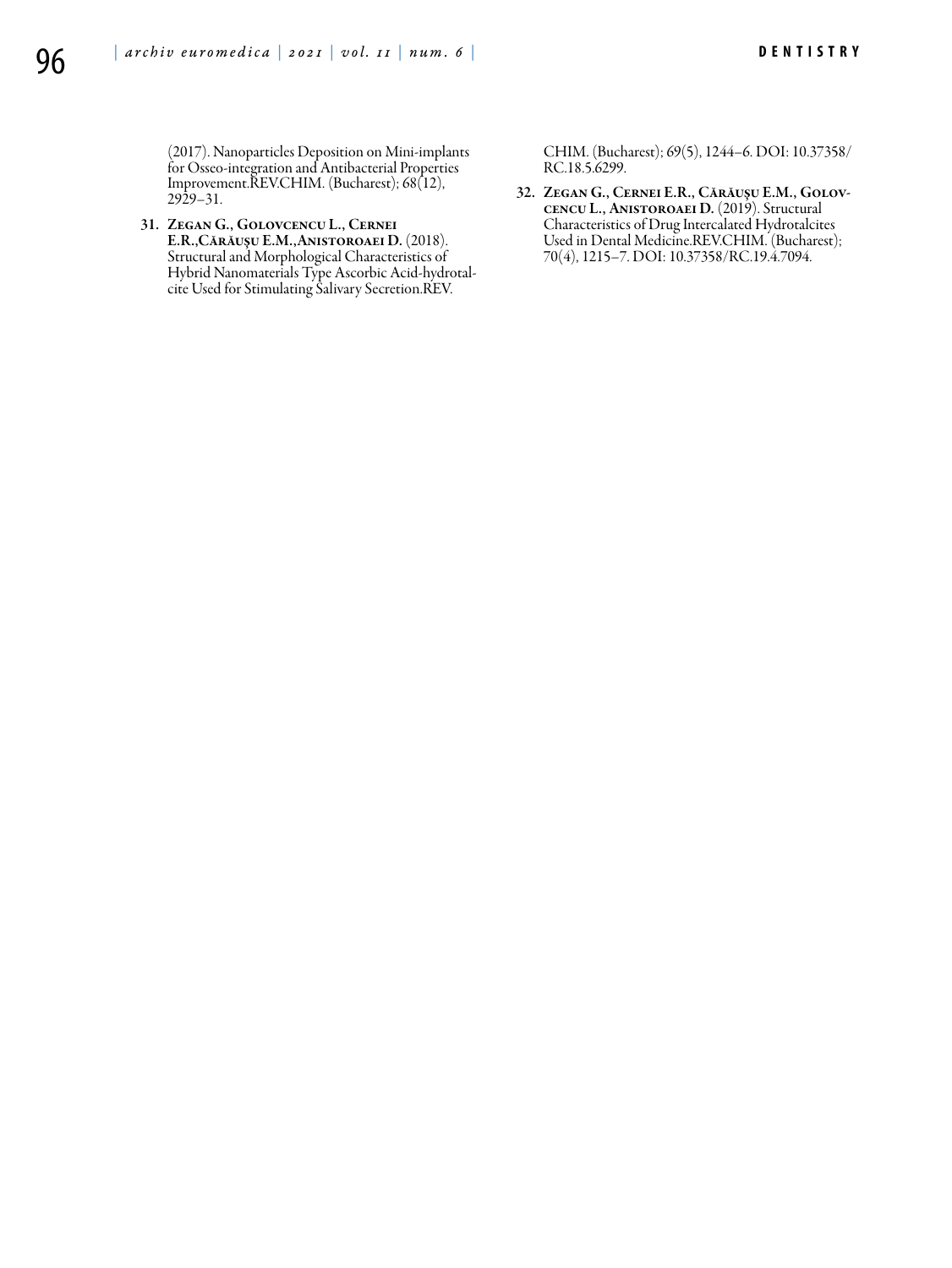(2017). Nanoparticles Deposition on Mini-implants for Osseo-integration and Antibacterial Properties Improvement.REV.CHIM. (Bucharest); 68(12), 2929–31.

31. **Zegan G., Golovcencu L., Cernei E.R.,Cărăuşu E.M.,Anistoroaei D.** (2018). Structural and Morphological Characteristics of Hybrid Nanomaterials Type Ascorbic Acid-hydrotalcite Used for Stimulating Salivary Secretion.REV. CHIM. (Bucharest); 69(5), 1244–6. DOI: 10.37358/RC.18.5.6299.
32. **Zegan G., Cernei E.R., Cărăuşu E.M., Golovcencu L., Anistoroaei D.** (2019). Structural Characteristics of Drug Intercalated Hydrotalcites Used in Dental Medicine.REV.CHIM. (Bucharest); 70(4), 1215–7. DOI: 10.37358/RC.19.4.7094.